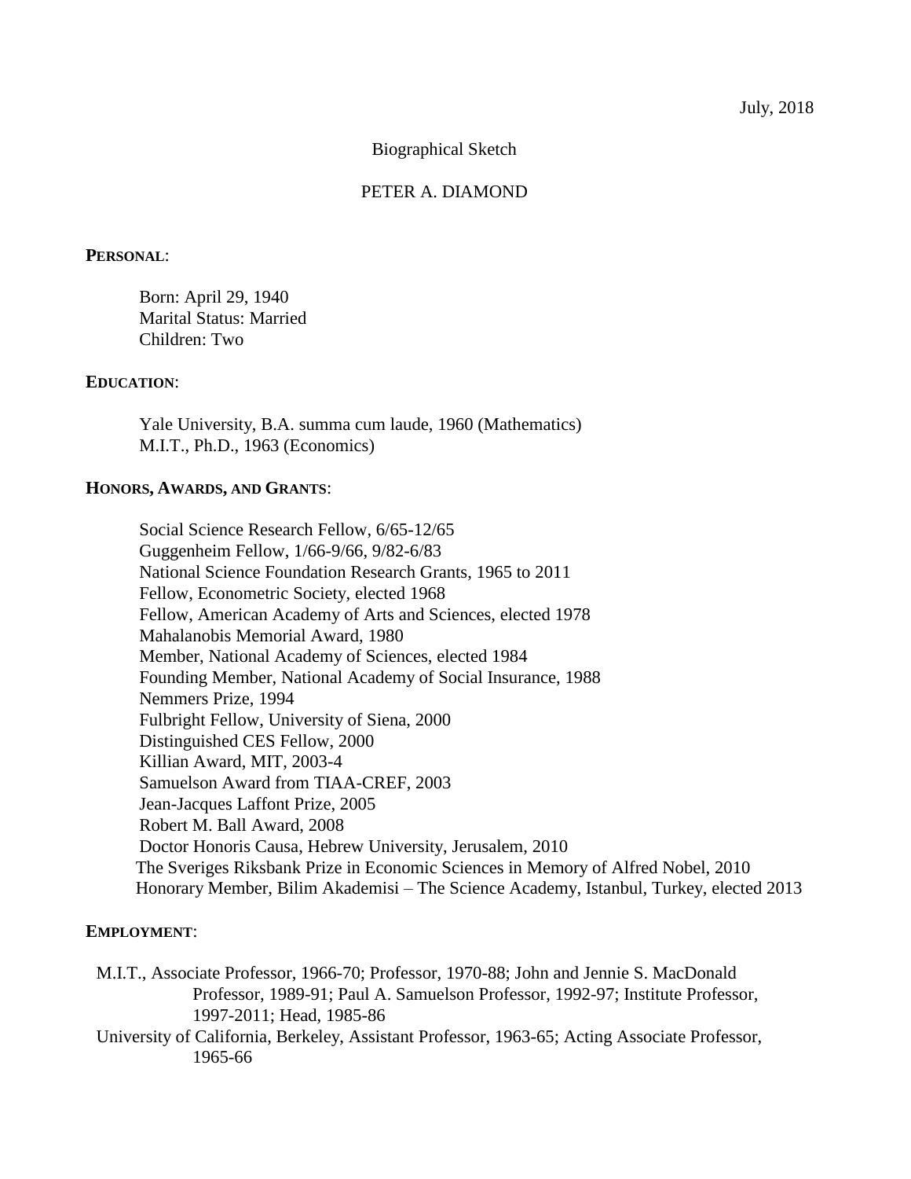July, 2018

Biographical Sketch

PETER A. DIAMOND

**PERSONAL**:

Born: April 29, 1940
Marital Status: Married
Children: Two

**EDUCATION**:

Yale University, B.A. summa cum laude, 1960 (Mathematics)
M.I.T., Ph.D., 1963 (Economics)

**HONORS, AWARDS, AND GRANTS**:

Social Science Research Fellow, 6/65-12/65
Guggenheim Fellow, 1/66-9/66, 9/82-6/83
National Science Foundation Research Grants, 1965 to 2011
Fellow, Econometric Society, elected 1968
Fellow, American Academy of Arts and Sciences, elected 1978
Mahalanobis Memorial Award, 1980
Member, National Academy of Sciences, elected 1984
Founding Member, National Academy of Social Insurance, 1988
Nemmers Prize, 1994
Fulbright Fellow, University of Siena, 2000
Distinguished CES Fellow, 2000
Killian Award, MIT, 2003-4
Samuelson Award from TIAA-CREF, 2003
Jean-Jacques Laffont Prize, 2005
Robert M. Ball Award, 2008
Doctor Honoris Causa, Hebrew University, Jerusalem, 2010
The Sveriges Riksbank Prize in Economic Sciences in Memory of Alfred Nobel, 2010
Honorary Member, Bilim Akademisi – The Science Academy, Istanbul, Turkey, elected 2013

**EMPLOYMENT**:

M.I.T., Associate Professor, 1966-70; Professor, 1970-88; John and Jennie S. MacDonald Professor, 1989-91; Paul A. Samuelson Professor, 1992-97; Institute Professor, 1997-2011; Head, 1985-86

University of California, Berkeley, Assistant Professor, 1963-65; Acting Associate Professor, 1965-66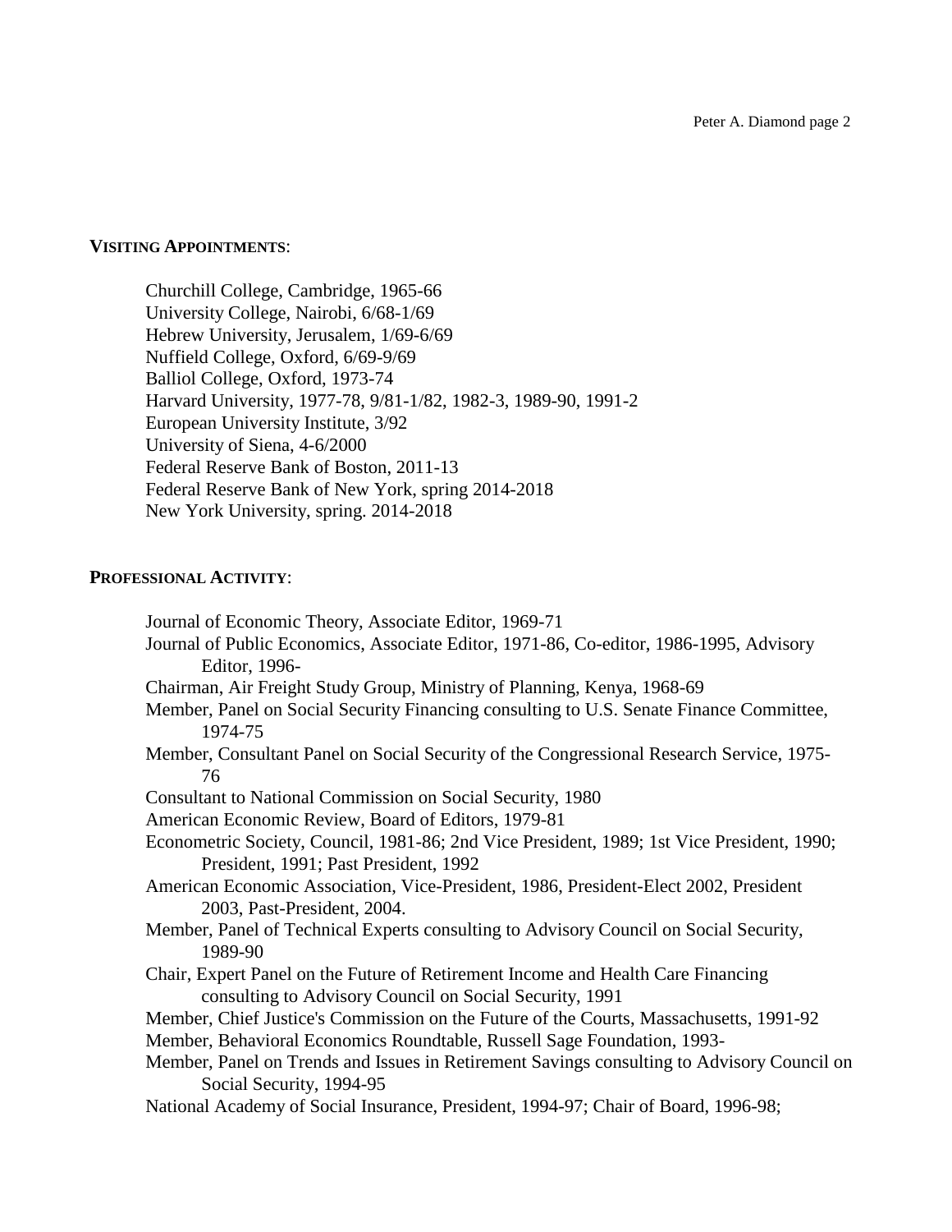**VISITING APPOINTMENTS**:

Churchill College, Cambridge, 1965-66
University College, Nairobi, 6/68-1/69
Hebrew University, Jerusalem, 1/69-6/69
Nuffield College, Oxford, 6/69-9/69
Balliol College, Oxford, 1973-74
Harvard University, 1977-78, 9/81-1/82, 1982-3, 1989-90, 1991-2
European University Institute, 3/92
University of Siena, 4-6/2000
Federal Reserve Bank of Boston, 2011-13
Federal Reserve Bank of New York, spring 2014-2018
New York University, spring. 2014-2018

**PROFESSIONAL ACTIVITY**:

Journal of Economic Theory, Associate Editor, 1969-71
Journal of Public Economics, Associate Editor, 1971-86, Co-editor, 1986-1995, Advisory Editor, 1996-
Chairman, Air Freight Study Group, Ministry of Planning, Kenya, 1968-69
Member, Panel on Social Security Financing consulting to U.S. Senate Finance Committee, 1974-75
Member, Consultant Panel on Social Security of the Congressional Research Service, 1975-76
Consultant to National Commission on Social Security, 1980
American Economic Review, Board of Editors, 1979-81
Econometric Society, Council, 1981-86; 2nd Vice President, 1989; 1st Vice President, 1990; President, 1991; Past President, 1992
American Economic Association, Vice-President, 1986, President-Elect 2002, President 2003, Past-President, 2004.
Member, Panel of Technical Experts consulting to Advisory Council on Social Security, 1989-90
Chair, Expert Panel on the Future of Retirement Income and Health Care Financing consulting to Advisory Council on Social Security, 1991
Member, Chief Justice's Commission on the Future of the Courts, Massachusetts, 1991-92
Member, Behavioral Economics Roundtable, Russell Sage Foundation, 1993-
Member, Panel on Trends and Issues in Retirement Savings consulting to Advisory Council on Social Security, 1994-95
National Academy of Social Insurance, President, 1994-97; Chair of Board, 1996-98;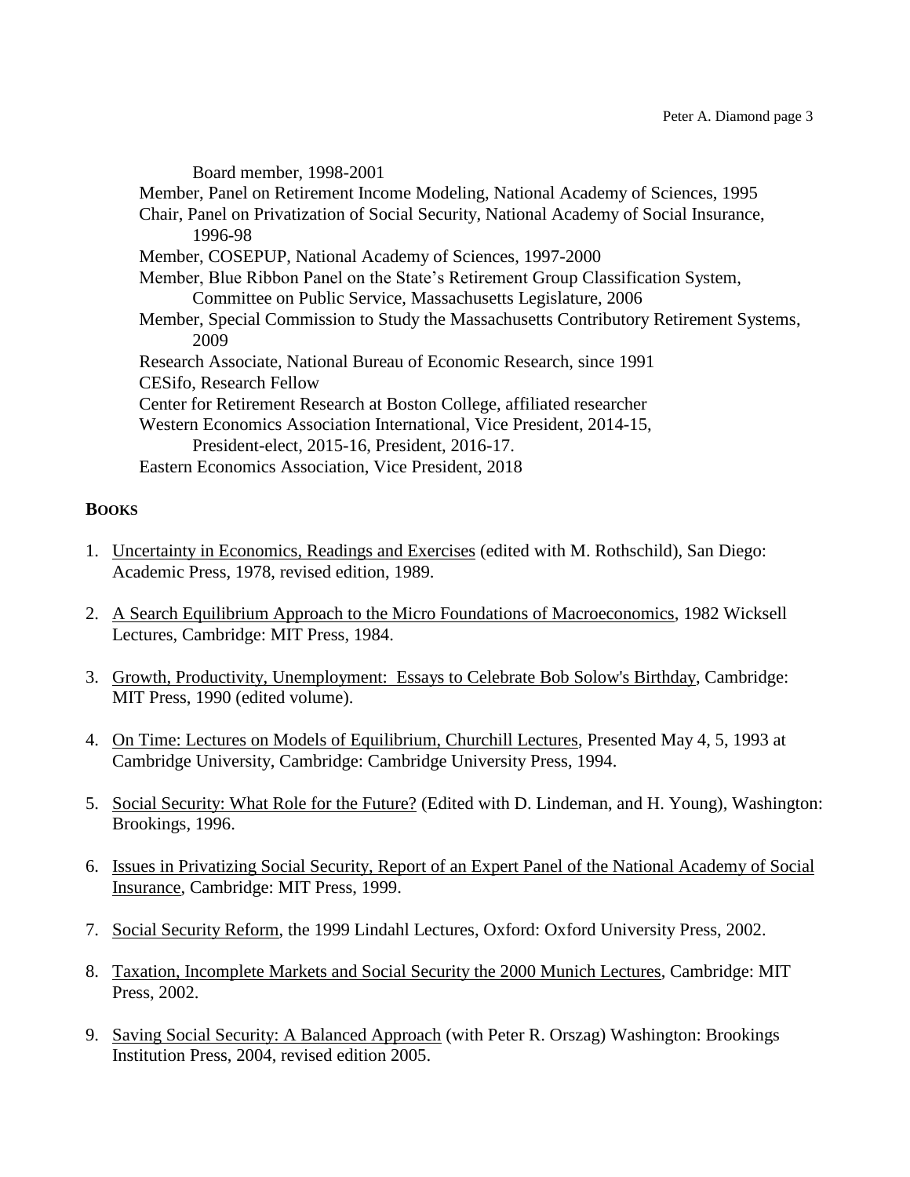Board member, 1998-2001

Member, Panel on Retirement Income Modeling, National Academy of Sciences, 1995

Chair, Panel on Privatization of Social Security, National Academy of Social Insurance, 1996-98

Member, COSEPUP, National Academy of Sciences, 1997-2000

Member, Blue Ribbon Panel on the State's Retirement Group Classification System, Committee on Public Service, Massachusetts Legislature, 2006

Member, Special Commission to Study the Massachusetts Contributory Retirement Systems, 2009

Research Associate, National Bureau of Economic Research, since 1991

CESifo, Research Fellow

Center for Retirement Research at Boston College, affiliated researcher

Western Economics Association International, Vice President, 2014-15, President-elect, 2015-16, President, 2016-17.

Eastern Economics Association, Vice President, 2018

## BOOKS

1. Uncertainty in Economics, Readings and Exercises (edited with M. Rothschild), San Diego: Academic Press, 1978, revised edition, 1989.

2. A Search Equilibrium Approach to the Micro Foundations of Macroeconomics, 1982 Wicksell Lectures, Cambridge: MIT Press, 1984.

3. Growth, Productivity, Unemployment: Essays to Celebrate Bob Solow's Birthday, Cambridge: MIT Press, 1990 (edited volume).

4. On Time: Lectures on Models of Equilibrium, Churchill Lectures, Presented May 4, 5, 1993 at Cambridge University, Cambridge: Cambridge University Press, 1994.

5. Social Security: What Role for the Future? (Edited with D. Lindeman, and H. Young), Washington: Brookings, 1996.

6. Issues in Privatizing Social Security, Report of an Expert Panel of the National Academy of Social Insurance, Cambridge: MIT Press, 1999.

7. Social Security Reform, the 1999 Lindahl Lectures, Oxford: Oxford University Press, 2002.

8. Taxation, Incomplete Markets and Social Security the 2000 Munich Lectures, Cambridge: MIT Press, 2002.

9. Saving Social Security: A Balanced Approach (with Peter R. Orszag) Washington: Brookings Institution Press, 2004, revised edition 2005.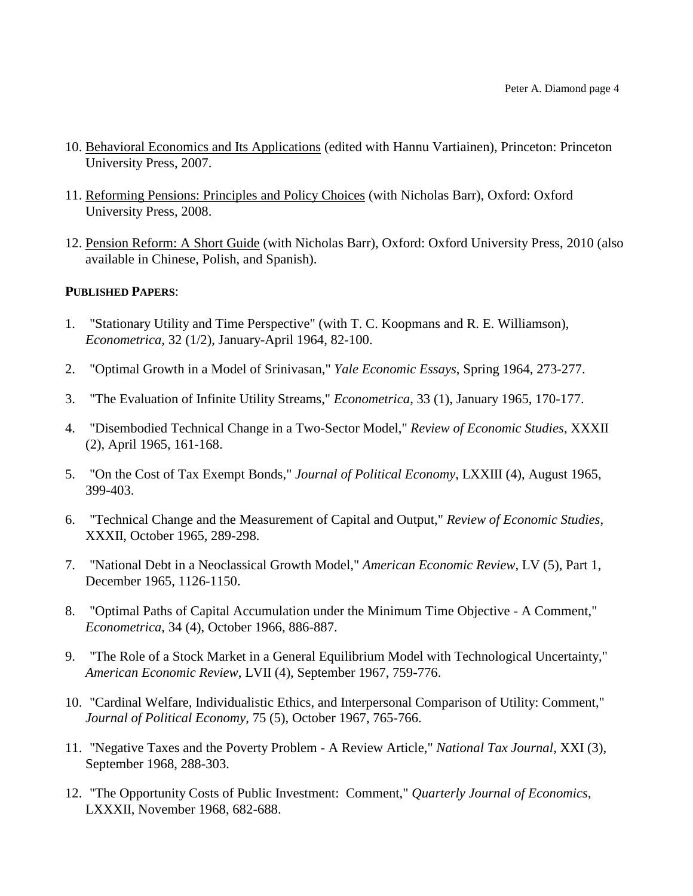10. <u>Behavioral Economics and Its Applications</u> (edited with Hannu Vartiainen), Princeton: Princeton University Press, 2007.

11. <u>Reforming Pensions: Principles and Policy Choices</u> (with Nicholas Barr), Oxford: Oxford University Press, 2008.

12. <u>Pension Reform: A Short Guide</u> (with Nicholas Barr), Oxford: Oxford University Press, 2010 (also available in Chinese, Polish, and Spanish).

**PUBLISHED PAPERS**:

1. "Stationary Utility and Time Perspective" (with T. C. Koopmans and R. E. Williamson), *Econometrica*, 32 (1/2), January-April 1964, 82-100.

2. "Optimal Growth in a Model of Srinivasan," *Yale Economic Essays*, Spring 1964, 273-277.

3. "The Evaluation of Infinite Utility Streams," *Econometrica*, 33 (1), January 1965, 170-177.

4. "Disembodied Technical Change in a Two-Sector Model," *Review of Economic Studies*, XXXII (2), April 1965, 161-168.

5. "On the Cost of Tax Exempt Bonds," *Journal of Political Economy*, LXXIII (4), August 1965, 399-403.

6. "Technical Change and the Measurement of Capital and Output," *Review of Economic Studies*, XXXII, October 1965, 289-298.

7. "National Debt in a Neoclassical Growth Model," *American Economic Review*, LV (5), Part 1, December 1965, 1126-1150.

8. "Optimal Paths of Capital Accumulation under the Minimum Time Objective - A Comment," *Econometrica*, 34 (4), October 1966, 886-887.

9. "The Role of a Stock Market in a General Equilibrium Model with Technological Uncertainty," *American Economic Review*, LVII (4), September 1967, 759-776.

10. "Cardinal Welfare, Individualistic Ethics, and Interpersonal Comparison of Utility: Comment," *Journal of Political Economy*, 75 (5), October 1967, 765-766.

11. "Negative Taxes and the Poverty Problem - A Review Article," *National Tax Journal*, XXI (3), September 1968, 288-303.

12. "The Opportunity Costs of Public Investment: Comment," *Quarterly Journal of Economics*, LXXXII, November 1968, 682-688.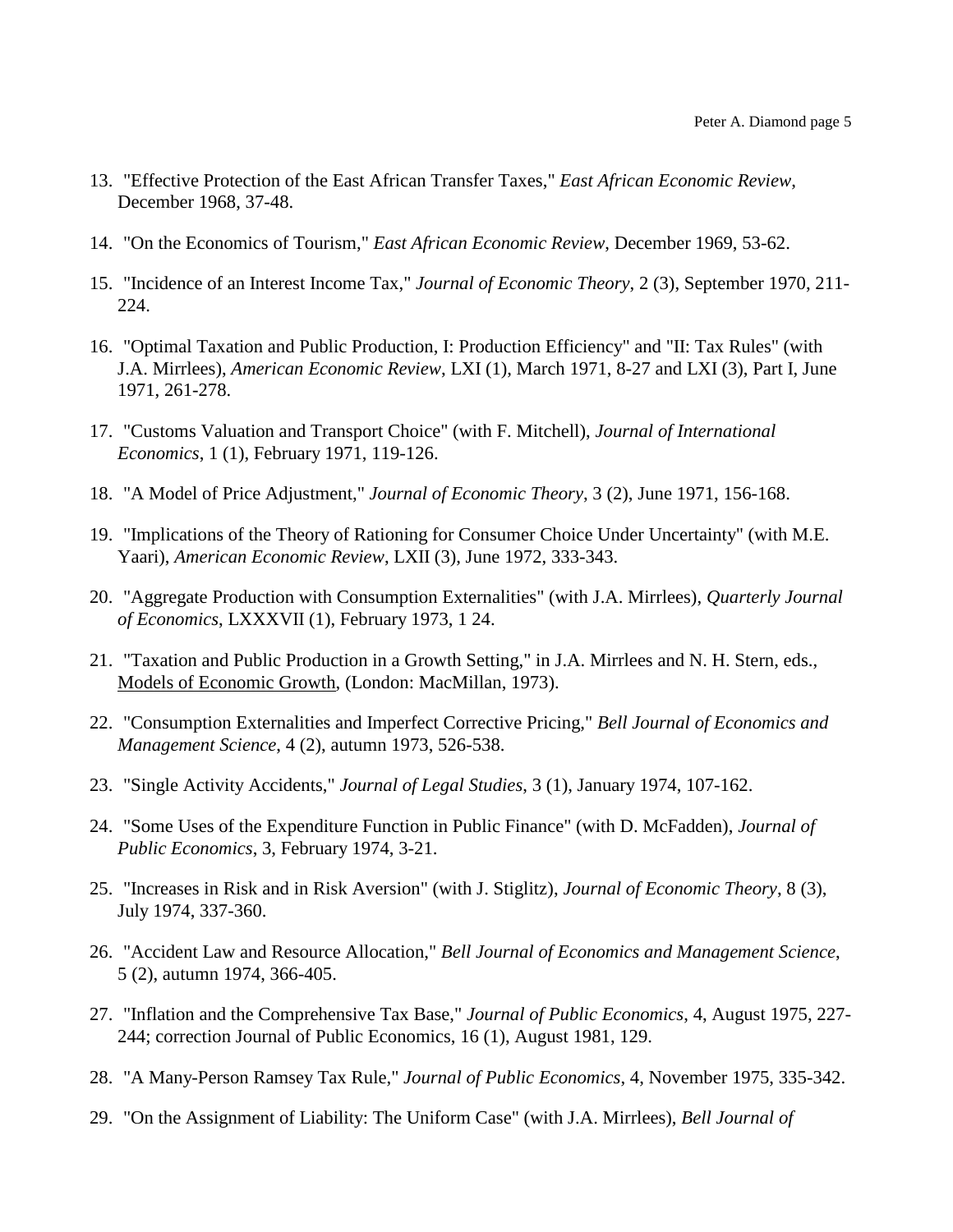13. "Effective Protection of the East African Transfer Taxes," *East African Economic Review*, December 1968, 37-48.

14. "On the Economics of Tourism," *East African Economic Review*, December 1969, 53-62.

15. "Incidence of an Interest Income Tax," *Journal of Economic Theory*, 2 (3), September 1970, 211-224.

16. "Optimal Taxation and Public Production, I: Production Efficiency" and "II: Tax Rules" (with J.A. Mirrlees), *American Economic Review*, LXI (1), March 1971, 8-27 and LXI (3), Part I, June 1971, 261-278.

17. "Customs Valuation and Transport Choice" (with F. Mitchell), *Journal of International Economics*, 1 (1), February 1971, 119-126.

18. "A Model of Price Adjustment," *Journal of Economic Theory*, 3 (2), June 1971, 156-168.

19. "Implications of the Theory of Rationing for Consumer Choice Under Uncertainty" (with M.E. Yaari), *American Economic Review*, LXII (3), June 1972, 333-343.

20. "Aggregate Production with Consumption Externalities" (with J.A. Mirrlees), *Quarterly Journal of Economics*, LXXXVII (1), February 1973, 1 24.

21. "Taxation and Public Production in a Growth Setting," in J.A. Mirrlees and N. H. Stern, eds., Models of Economic Growth, (London: MacMillan, 1973).

22. "Consumption Externalities and Imperfect Corrective Pricing," *Bell Journal of Economics and Management Science*, 4 (2), autumn 1973, 526-538.

23. "Single Activity Accidents," *Journal of Legal Studies*, 3 (1), January 1974, 107-162.

24. "Some Uses of the Expenditure Function in Public Finance" (with D. McFadden), *Journal of Public Economics*, 3, February 1974, 3-21.

25. "Increases in Risk and in Risk Aversion" (with J. Stiglitz), *Journal of Economic Theory*, 8 (3), July 1974, 337-360.

26. "Accident Law and Resource Allocation," *Bell Journal of Economics and Management Science*, 5 (2), autumn 1974, 366-405.

27. "Inflation and the Comprehensive Tax Base," *Journal of Public Economics*, 4, August 1975, 227-244; correction Journal of Public Economics, 16 (1), August 1981, 129.

28. "A Many-Person Ramsey Tax Rule," *Journal of Public Economics*, 4, November 1975, 335-342.

29. "On the Assignment of Liability: The Uniform Case" (with J.A. Mirrlees), *Bell Journal of*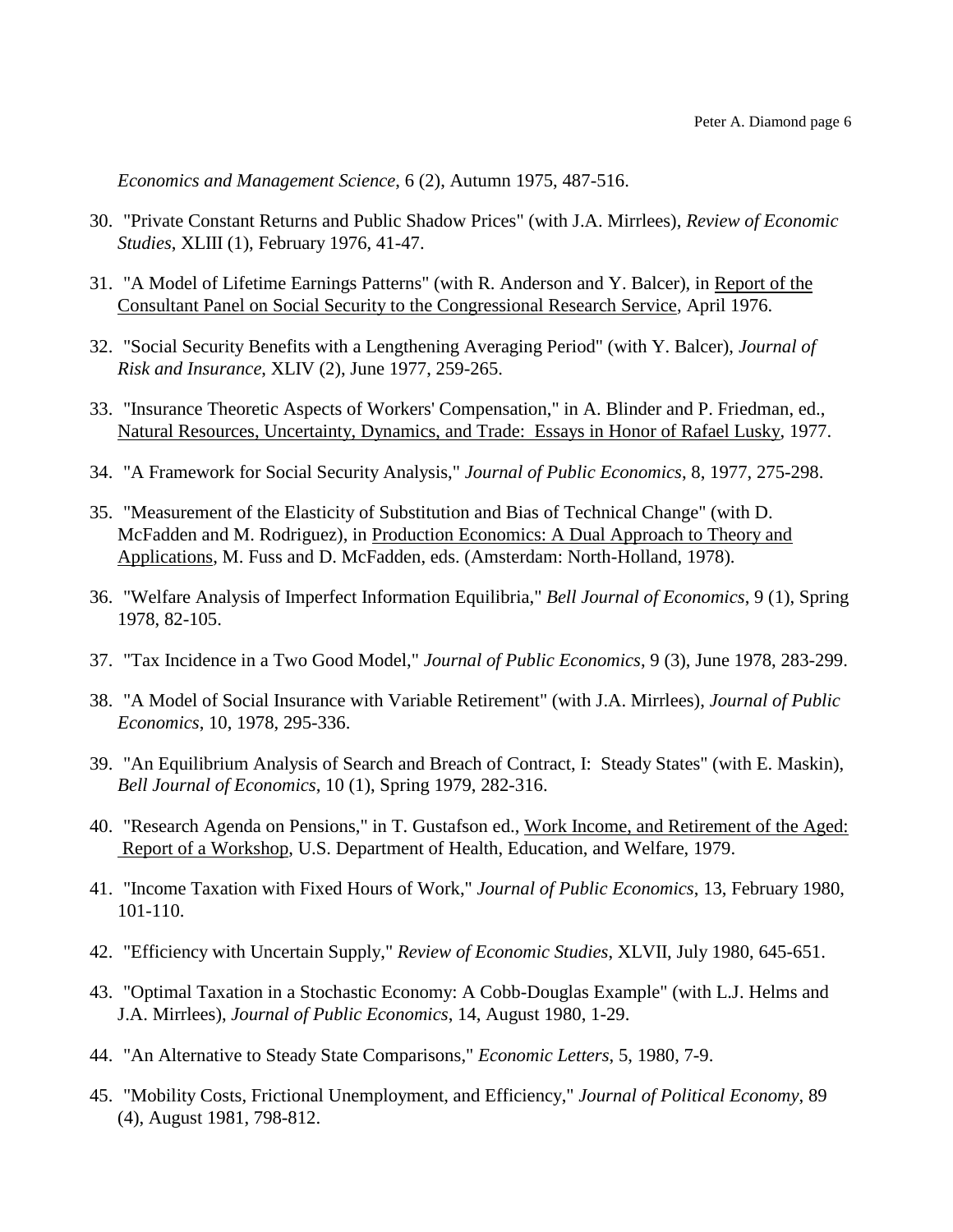*Economics and Management Science*, 6 (2), Autumn 1975, 487-516.

30. "Private Constant Returns and Public Shadow Prices" (with J.A. Mirrlees), *Review of Economic Studies*, XLIII (1), February 1976, 41-47.

31. "A Model of Lifetime Earnings Patterns" (with R. Anderson and Y. Balcer), in Report of the Consultant Panel on Social Security to the Congressional Research Service, April 1976.

32. "Social Security Benefits with a Lengthening Averaging Period" (with Y. Balcer), *Journal of Risk and Insurance*, XLIV (2), June 1977, 259-265.

33. "Insurance Theoretic Aspects of Workers' Compensation," in A. Blinder and P. Friedman, ed., Natural Resources, Uncertainty, Dynamics, and Trade: Essays in Honor of Rafael Lusky, 1977.

34. "A Framework for Social Security Analysis," *Journal of Public Economics*, 8, 1977, 275-298.

35. "Measurement of the Elasticity of Substitution and Bias of Technical Change" (with D. McFadden and M. Rodriguez), in Production Economics: A Dual Approach to Theory and Applications, M. Fuss and D. McFadden, eds. (Amsterdam: North-Holland, 1978).

36. "Welfare Analysis of Imperfect Information Equilibria," *Bell Journal of Economics*, 9 (1), Spring 1978, 82-105.

37. "Tax Incidence in a Two Good Model," *Journal of Public Economics*, 9 (3), June 1978, 283-299.

38. "A Model of Social Insurance with Variable Retirement" (with J.A. Mirrlees), *Journal of Public Economics*, 10, 1978, 295-336.

39. "An Equilibrium Analysis of Search and Breach of Contract, I: Steady States" (with E. Maskin), *Bell Journal of Economics*, 10 (1), Spring 1979, 282-316.

40. "Research Agenda on Pensions," in T. Gustafson ed., Work Income, and Retirement of the Aged: Report of a Workshop, U.S. Department of Health, Education, and Welfare, 1979.

41. "Income Taxation with Fixed Hours of Work," *Journal of Public Economics*, 13, February 1980, 101-110.

42. "Efficiency with Uncertain Supply," *Review of Economic Studies*, XLVII, July 1980, 645-651.

43. "Optimal Taxation in a Stochastic Economy: A Cobb-Douglas Example" (with L.J. Helms and J.A. Mirrlees), *Journal of Public Economics*, 14, August 1980, 1-29.

44. "An Alternative to Steady State Comparisons," *Economic Letters*, 5, 1980, 7-9.

45. "Mobility Costs, Frictional Unemployment, and Efficiency," *Journal of Political Economy*, 89 (4), August 1981, 798-812.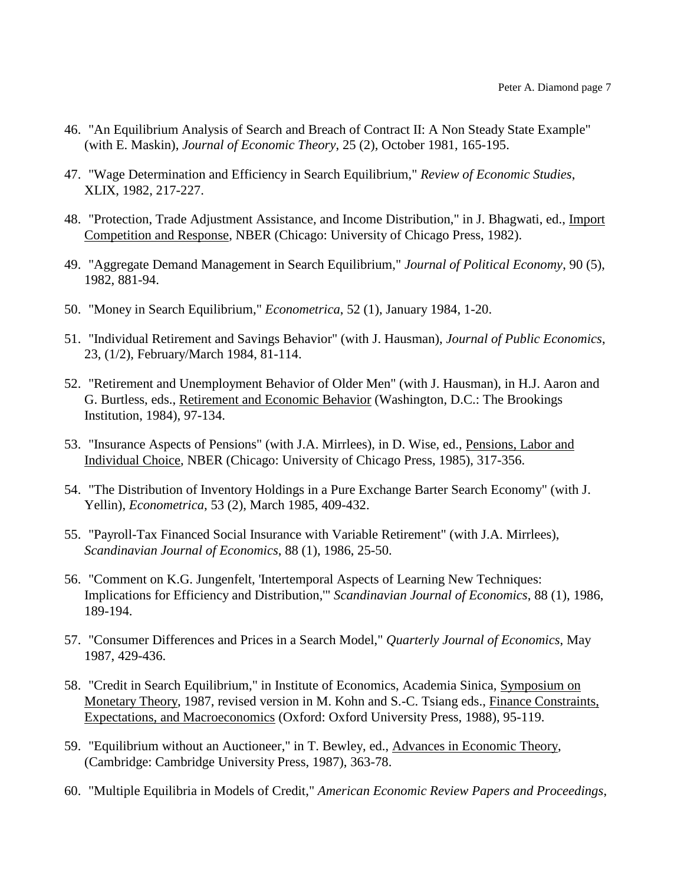46. "An Equilibrium Analysis of Search and Breach of Contract II: A Non Steady State Example" (with E. Maskin), *Journal of Economic Theory*, 25 (2), October 1981, 165-195.

47. "Wage Determination and Efficiency in Search Equilibrium," *Review of Economic Studies*, XLIX, 1982, 217-227.

48. "Protection, Trade Adjustment Assistance, and Income Distribution," in J. Bhagwati, ed., Import Competition and Response, NBER (Chicago: University of Chicago Press, 1982).

49. "Aggregate Demand Management in Search Equilibrium," *Journal of Political Economy*, 90 (5), 1982, 881-94.

50. "Money in Search Equilibrium," *Econometrica*, 52 (1), January 1984, 1-20.

51. "Individual Retirement and Savings Behavior" (with J. Hausman), *Journal of Public Economics*, 23, (1/2), February/March 1984, 81-114.

52. "Retirement and Unemployment Behavior of Older Men" (with J. Hausman), in H.J. Aaron and G. Burtless, eds., Retirement and Economic Behavior (Washington, D.C.: The Brookings Institution, 1984), 97-134.

53. "Insurance Aspects of Pensions" (with J.A. Mirrlees), in D. Wise, ed., Pensions, Labor and Individual Choice, NBER (Chicago: University of Chicago Press, 1985), 317-356.

54. "The Distribution of Inventory Holdings in a Pure Exchange Barter Search Economy" (with J. Yellin), *Econometrica*, 53 (2), March 1985, 409-432.

55. "Payroll-Tax Financed Social Insurance with Variable Retirement" (with J.A. Mirrlees), *Scandinavian Journal of Economics*, 88 (1), 1986, 25-50.

56. "Comment on K.G. Jungenfelt, 'Intertemporal Aspects of Learning New Techniques: Implications for Efficiency and Distribution,'" *Scandinavian Journal of Economics*, 88 (1), 1986, 189-194.

57. "Consumer Differences and Prices in a Search Model," *Quarterly Journal of Economics*, May 1987, 429-436.

58. "Credit in Search Equilibrium," in Institute of Economics, Academia Sinica, Symposium on Monetary Theory, 1987, revised version in M. Kohn and S.-C. Tsiang eds., Finance Constraints, Expectations, and Macroeconomics (Oxford: Oxford University Press, 1988), 95-119.

59. "Equilibrium without an Auctioneer," in T. Bewley, ed., Advances in Economic Theory, (Cambridge: Cambridge University Press, 1987), 363-78.

60. "Multiple Equilibria in Models of Credit," *American Economic Review Papers and Proceedings*,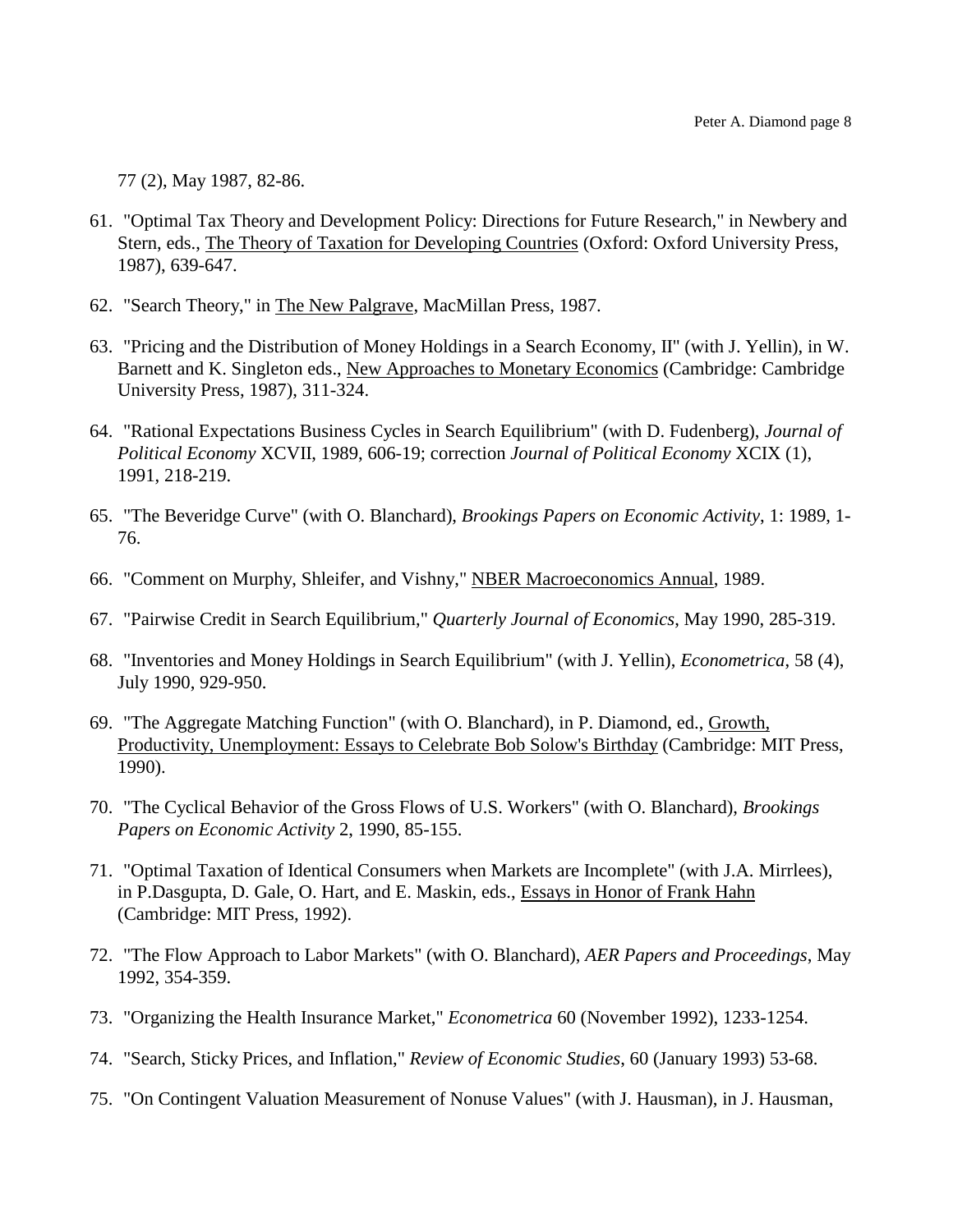77 (2), May 1987, 82-86.

61. "Optimal Tax Theory and Development Policy: Directions for Future Research," in Newbery and Stern, eds., The Theory of Taxation for Developing Countries (Oxford: Oxford University Press, 1987), 639-647.

62. "Search Theory," in The New Palgrave, MacMillan Press, 1987.

63. "Pricing and the Distribution of Money Holdings in a Search Economy, II" (with J. Yellin), in W. Barnett and K. Singleton eds., New Approaches to Monetary Economics (Cambridge: Cambridge University Press, 1987), 311-324.

64. "Rational Expectations Business Cycles in Search Equilibrium" (with D. Fudenberg), *Journal of Political Economy* XCVII, 1989, 606-19; correction *Journal of Political Economy* XCIX (1), 1991, 218-219.

65. "The Beveridge Curve" (with O. Blanchard), *Brookings Papers on Economic Activity*, 1: 1989, 1-76.

66. "Comment on Murphy, Shleifer, and Vishny," NBER Macroeconomics Annual, 1989.

67. "Pairwise Credit in Search Equilibrium," *Quarterly Journal of Economics*, May 1990, 285-319.

68. "Inventories and Money Holdings in Search Equilibrium" (with J. Yellin), *Econometrica*, 58 (4), July 1990, 929-950.

69. "The Aggregate Matching Function" (with O. Blanchard), in P. Diamond, ed., Growth, Productivity, Unemployment: Essays to Celebrate Bob Solow's Birthday (Cambridge: MIT Press, 1990).

70. "The Cyclical Behavior of the Gross Flows of U.S. Workers" (with O. Blanchard), *Brookings Papers on Economic Activity* 2, 1990, 85-155.

71. "Optimal Taxation of Identical Consumers when Markets are Incomplete" (with J.A. Mirrlees), in P.Dasgupta, D. Gale, O. Hart, and E. Maskin, eds., Essays in Honor of Frank Hahn (Cambridge: MIT Press, 1992).

72. "The Flow Approach to Labor Markets" (with O. Blanchard), *AER Papers and Proceedings*, May 1992, 354-359.

73. "Organizing the Health Insurance Market," *Econometrica* 60 (November 1992), 1233-1254.

74. "Search, Sticky Prices, and Inflation," *Review of Economic Studies*, 60 (January 1993) 53-68.

75. "On Contingent Valuation Measurement of Nonuse Values" (with J. Hausman), in J. Hausman,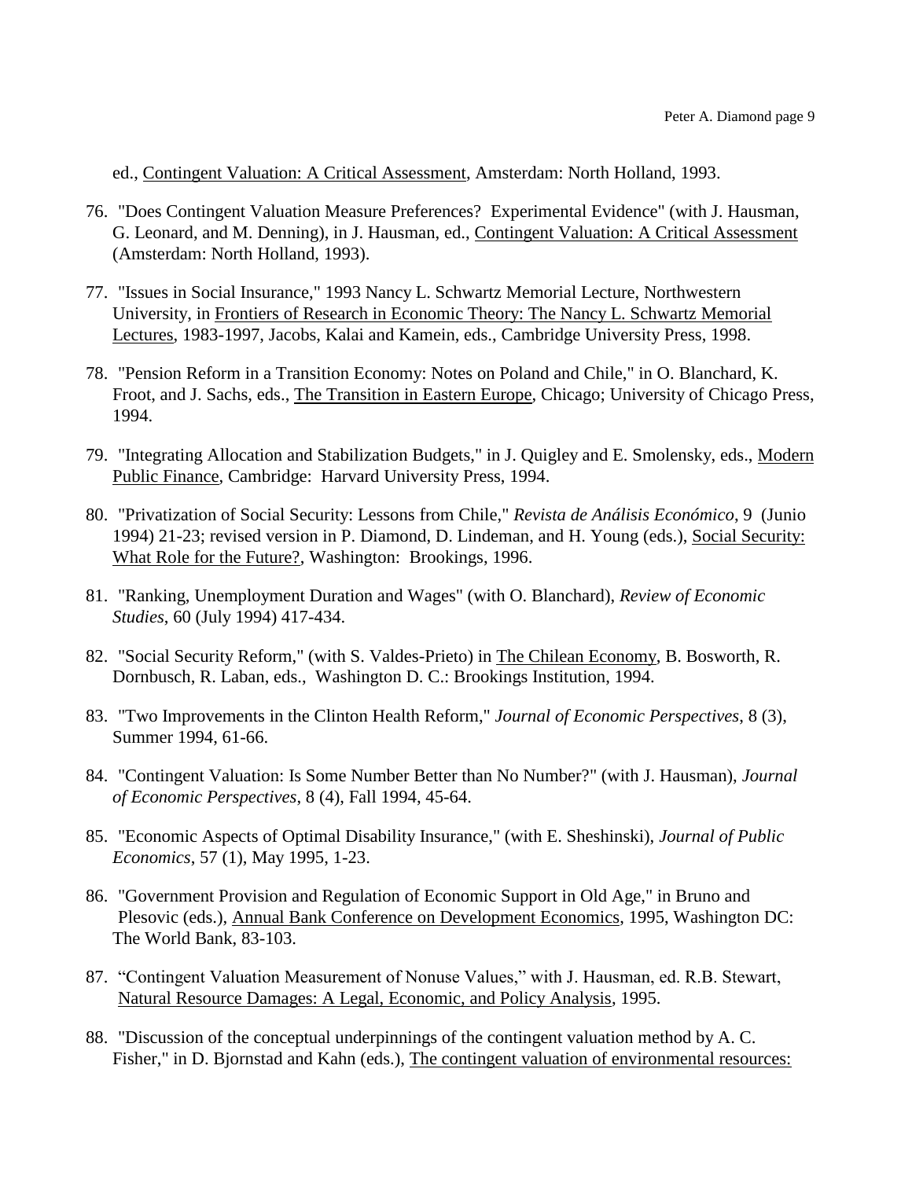ed., Contingent Valuation: A Critical Assessment, Amsterdam: North Holland, 1993.

76. "Does Contingent Valuation Measure Preferences? Experimental Evidence" (with J. Hausman, G. Leonard, and M. Denning), in J. Hausman, ed., Contingent Valuation: A Critical Assessment (Amsterdam: North Holland, 1993).

77. "Issues in Social Insurance," 1993 Nancy L. Schwartz Memorial Lecture, Northwestern University, in Frontiers of Research in Economic Theory: The Nancy L. Schwartz Memorial Lectures, 1983-1997, Jacobs, Kalai and Kamein, eds., Cambridge University Press, 1998.

78. "Pension Reform in a Transition Economy: Notes on Poland and Chile," in O. Blanchard, K. Froot, and J. Sachs, eds., The Transition in Eastern Europe, Chicago; University of Chicago Press, 1994.

79. "Integrating Allocation and Stabilization Budgets," in J. Quigley and E. Smolensky, eds., Modern Public Finance, Cambridge: Harvard University Press, 1994.

80. "Privatization of Social Security: Lessons from Chile," *Revista de Análisis Económico*, 9 (Junio 1994) 21-23; revised version in P. Diamond, D. Lindeman, and H. Young (eds.), Social Security: What Role for the Future?, Washington: Brookings, 1996.

81. "Ranking, Unemployment Duration and Wages" (with O. Blanchard), *Review of Economic Studies*, 60 (July 1994) 417-434.

82. "Social Security Reform," (with S. Valdes-Prieto) in The Chilean Economy, B. Bosworth, R. Dornbusch, R. Laban, eds., Washington D. C.: Brookings Institution, 1994.

83. "Two Improvements in the Clinton Health Reform," *Journal of Economic Perspectives*, 8 (3), Summer 1994, 61-66.

84. "Contingent Valuation: Is Some Number Better than No Number?" (with J. Hausman), *Journal of Economic Perspectives*, 8 (4), Fall 1994, 45-64.

85. "Economic Aspects of Optimal Disability Insurance," (with E. Sheshinski), *Journal of Public Economics*, 57 (1), May 1995, 1-23.

86. "Government Provision and Regulation of Economic Support in Old Age," in Bruno and Plesovic (eds.), Annual Bank Conference on Development Economics, 1995, Washington DC: The World Bank, 83-103.

87. "Contingent Valuation Measurement of Nonuse Values," with J. Hausman, ed. R.B. Stewart, Natural Resource Damages: A Legal, Economic, and Policy Analysis, 1995.

88. "Discussion of the conceptual underpinnings of the contingent valuation method by A. C. Fisher," in D. Bjornstad and Kahn (eds.), The contingent valuation of environmental resources: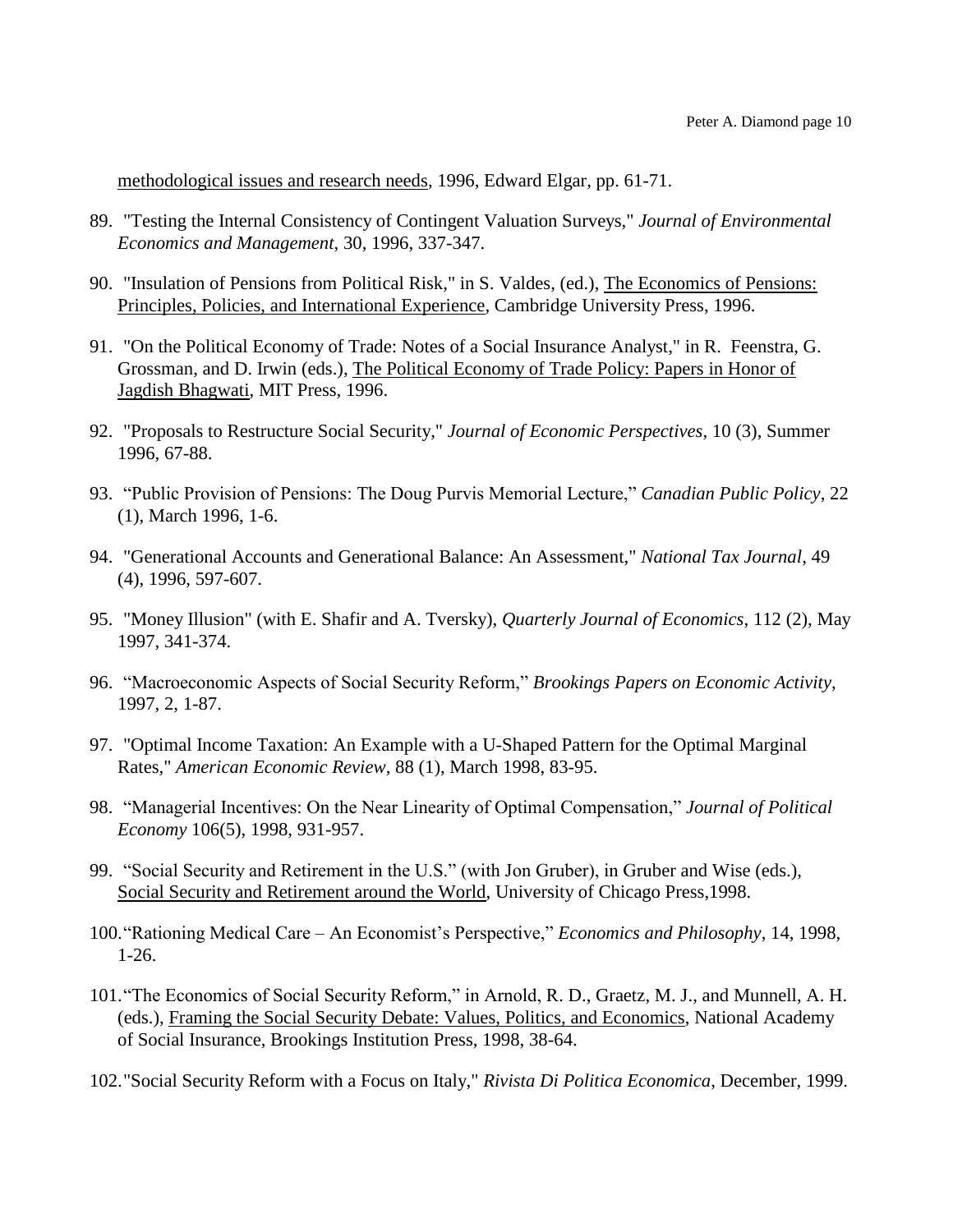methodological issues and research needs, 1996, Edward Elgar, pp. 61-71.

89. "Testing the Internal Consistency of Contingent Valuation Surveys," *Journal of Environmental Economics and Management*, 30, 1996, 337-347.

90. "Insulation of Pensions from Political Risk," in S. Valdes, (ed.), The Economics of Pensions: Principles, Policies, and International Experience, Cambridge University Press, 1996.

91. "On the Political Economy of Trade: Notes of a Social Insurance Analyst," in R. Feenstra, G. Grossman, and D. Irwin (eds.), The Political Economy of Trade Policy: Papers in Honor of Jagdish Bhagwati, MIT Press, 1996.

92. "Proposals to Restructure Social Security," *Journal of Economic Perspectives*, 10 (3), Summer 1996, 67-88.

93. "Public Provision of Pensions: The Doug Purvis Memorial Lecture," *Canadian Public Policy*, 22 (1), March 1996, 1-6.

94. "Generational Accounts and Generational Balance: An Assessment," *National Tax Journal*, 49 (4), 1996, 597-607.

95. "Money Illusion" (with E. Shafir and A. Tversky), *Quarterly Journal of Economics*, 112 (2), May 1997, 341-374.

96. "Macroeconomic Aspects of Social Security Reform," *Brookings Papers on Economic Activity*, 1997, 2, 1-87.

97. "Optimal Income Taxation: An Example with a U-Shaped Pattern for the Optimal Marginal Rates," *American Economic Review*, 88 (1), March 1998, 83-95.

98. "Managerial Incentives: On the Near Linearity of Optimal Compensation," *Journal of Political Economy* 106(5), 1998, 931-957.

99. "Social Security and Retirement in the U.S." (with Jon Gruber), in Gruber and Wise (eds.), Social Security and Retirement around the World, University of Chicago Press,1998.

100. "Rationing Medical Care – An Economist's Perspective," *Economics and Philosophy*, 14, 1998, 1-26.

101. "The Economics of Social Security Reform," in Arnold, R. D., Graetz, M. J., and Munnell, A. H. (eds.), Framing the Social Security Debate: Values, Politics, and Economics, National Academy of Social Insurance, Brookings Institution Press, 1998, 38-64.

102. "Social Security Reform with a Focus on Italy," *Rivista Di Politica Economica*, December, 1999.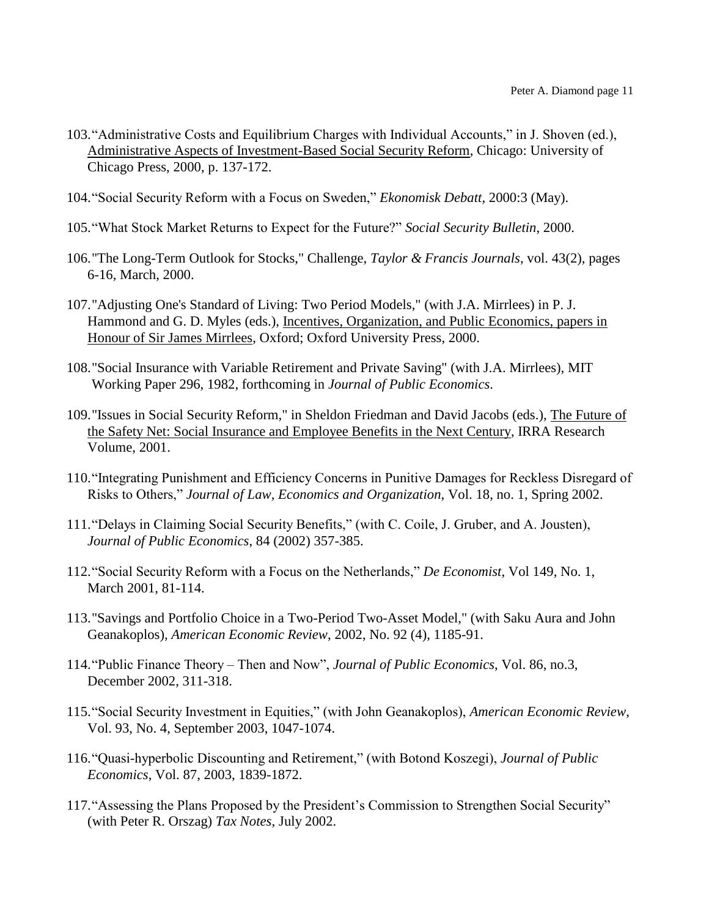103. "Administrative Costs and Equilibrium Charges with Individual Accounts," in J. Shoven (ed.), Administrative Aspects of Investment-Based Social Security Reform, Chicago: University of Chicago Press, 2000, p. 137-172.

104. "Social Security Reform with a Focus on Sweden," *Ekonomisk Debatt*, 2000:3 (May).

105. "What Stock Market Returns to Expect for the Future?" *Social Security Bulletin*, 2000.

106. "The Long-Term Outlook for Stocks," Challenge, *Taylor & Francis Journals*, vol. 43(2), pages 6-16, March, 2000.

107. "Adjusting One's Standard of Living: Two Period Models," (with J.A. Mirrlees) in P. J. Hammond and G. D. Myles (eds.), Incentives, Organization, and Public Economics, papers in Honour of Sir James Mirrlees, Oxford; Oxford University Press, 2000.

108. "Social Insurance with Variable Retirement and Private Saving" (with J.A. Mirrlees), MIT Working Paper 296, 1982, forthcoming in *Journal of Public Economics*.

109. "Issues in Social Security Reform," in Sheldon Friedman and David Jacobs (eds.), The Future of the Safety Net: Social Insurance and Employee Benefits in the Next Century, IRRA Research Volume, 2001.

110. "Integrating Punishment and Efficiency Concerns in Punitive Damages for Reckless Disregard of Risks to Others," *Journal of Law, Economics and Organization*, Vol. 18, no. 1, Spring 2002.

111. "Delays in Claiming Social Security Benefits," (with C. Coile, J. Gruber, and A. Jousten), *Journal of Public Economics*, 84 (2002) 357-385.

112. "Social Security Reform with a Focus on the Netherlands," *De Economist*, Vol 149, No. 1, March 2001, 81-114.

113. "Savings and Portfolio Choice in a Two-Period Two-Asset Model," (with Saku Aura and John Geanakoplos), *American Economic Review*, 2002, No. 92 (4), 1185-91.

114. "Public Finance Theory – Then and Now", *Journal of Public Economics*, Vol. 86, no.3, December 2002, 311-318.

115. "Social Security Investment in Equities," (with John Geanakoplos), *American Economic Review*, Vol. 93, No. 4, September 2003, 1047-1074.

116. "Quasi-hyperbolic Discounting and Retirement," (with Botond Koszegi), *Journal of Public Economics*, Vol. 87, 2003, 1839-1872.

117. "Assessing the Plans Proposed by the President's Commission to Strengthen Social Security" (with Peter R. Orszag) *Tax Notes*, July 2002.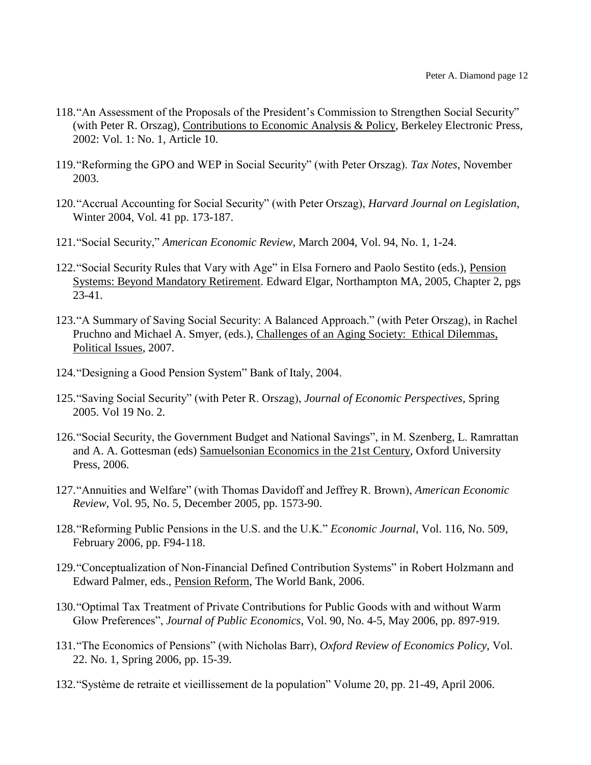118. "An Assessment of the Proposals of the President's Commission to Strengthen Social Security" (with Peter R. Orszag), Contributions to Economic Analysis & Policy, Berkeley Electronic Press, 2002: Vol. 1: No. 1, Article 10.

119. "Reforming the GPO and WEP in Social Security" (with Peter Orszag). *Tax Notes*, November 2003.

120. "Accrual Accounting for Social Security" (with Peter Orszag), *Harvard Journal on Legislation*, Winter 2004, Vol. 41 pp. 173-187.

121. "Social Security," *American Economic Review*, March 2004, Vol. 94, No. 1, 1-24.

122. "Social Security Rules that Vary with Age" in Elsa Fornero and Paolo Sestito (eds.), Pension Systems: Beyond Mandatory Retirement. Edward Elgar, Northampton MA, 2005, Chapter 2, pgs 23-41.

123. "A Summary of Saving Social Security: A Balanced Approach." (with Peter Orszag), in Rachel Pruchno and Michael A. Smyer, (eds.), Challenges of an Aging Society: Ethical Dilemmas, Political Issues, 2007.

124. "Designing a Good Pension System" Bank of Italy, 2004.

125. "Saving Social Security" (with Peter R. Orszag), *Journal of Economic Perspectives*, Spring 2005. Vol 19 No. 2.

126. "Social Security, the Government Budget and National Savings", in M. Szenberg, L. Ramrattan and A. A. Gottesman (eds) Samuelsonian Economics in the 21st Century, Oxford University Press, 2006.

127. "Annuities and Welfare" (with Thomas Davidoff and Jeffrey R. Brown), *American Economic Review*, Vol. 95, No. 5, December 2005, pp. 1573-90.

128. "Reforming Public Pensions in the U.S. and the U.K." *Economic Journal*, Vol. 116, No. 509, February 2006, pp. F94-118.

129. "Conceptualization of Non-Financial Defined Contribution Systems" in Robert Holzmann and Edward Palmer, eds., Pension Reform, The World Bank, 2006.

130. "Optimal Tax Treatment of Private Contributions for Public Goods with and without Warm Glow Preferences", *Journal of Public Economics*, Vol. 90, No. 4-5, May 2006, pp. 897-919.

131. "The Economics of Pensions" (with Nicholas Barr), *Oxford Review of Economics Policy*, Vol. 22. No. 1, Spring 2006, pp. 15-39.

132. "Système de retraite et vieillissement de la population" Volume 20, pp. 21-49, April 2006.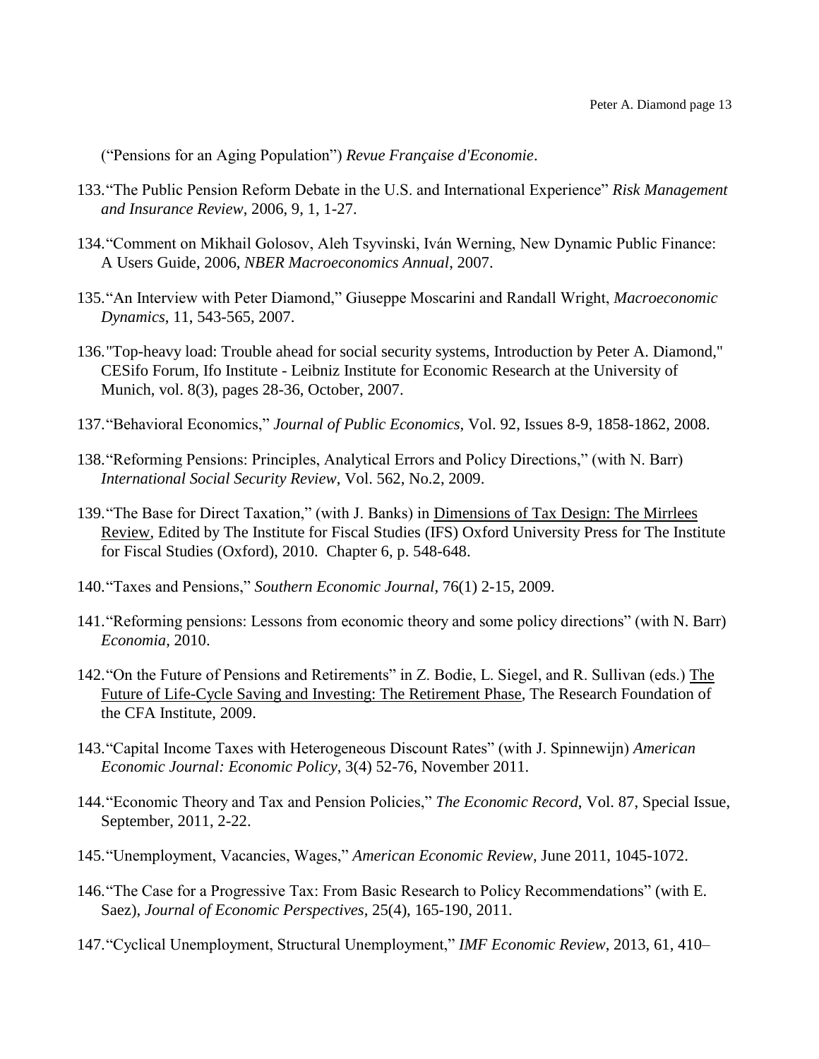("Pensions for an Aging Population") *Revue Française d'Economie*.

133. "The Public Pension Reform Debate in the U.S. and International Experience" *Risk Management and Insurance Review*, 2006, 9, 1, 1-27.

134. "Comment on Mikhail Golosov, Aleh Tsyvinski, Iván Werning, New Dynamic Public Finance: A Users Guide, 2006, *NBER Macroeconomics Annual*, 2007.

135. "An Interview with Peter Diamond," Giuseppe Moscarini and Randall Wright, *Macroeconomic Dynamics*, 11, 543-565, 2007.

136. "Top-heavy load: Trouble ahead for social security systems, Introduction by Peter A. Diamond," CESifo Forum, Ifo Institute - Leibniz Institute for Economic Research at the University of Munich, vol. 8(3), pages 28-36, October, 2007.

137. "Behavioral Economics," *Journal of Public Economics*, Vol. 92, Issues 8-9, 1858-1862, 2008.

138. "Reforming Pensions: Principles, Analytical Errors and Policy Directions," (with N. Barr) *International Social Security Review*, Vol. 562, No.2, 2009.

139. "The Base for Direct Taxation," (with J. Banks) in Dimensions of Tax Design: The Mirrlees Review, Edited by The Institute for Fiscal Studies (IFS) Oxford University Press for The Institute for Fiscal Studies (Oxford), 2010. Chapter 6, p. 548-648.

140. "Taxes and Pensions," *Southern Economic Journal*, 76(1) 2-15, 2009.

141. "Reforming pensions: Lessons from economic theory and some policy directions" (with N. Barr) *Economia*, 2010.

142. "On the Future of Pensions and Retirements" in Z. Bodie, L. Siegel, and R. Sullivan (eds.) The Future of Life-Cycle Saving and Investing: The Retirement Phase, The Research Foundation of the CFA Institute, 2009.

143. "Capital Income Taxes with Heterogeneous Discount Rates" (with J. Spinnewijn) *American Economic Journal: Economic Policy*, 3(4) 52-76, November 2011.

144. "Economic Theory and Tax and Pension Policies," *The Economic Record*, Vol. 87, Special Issue, September, 2011, 2-22.

145. "Unemployment, Vacancies, Wages," *American Economic Review*, June 2011, 1045-1072.

146. "The Case for a Progressive Tax: From Basic Research to Policy Recommendations" (with E. Saez), *Journal of Economic Perspectives*, 25(4), 165-190, 2011.

147. "Cyclical Unemployment, Structural Unemployment," *IMF Economic Review*, 2013, 61, 410–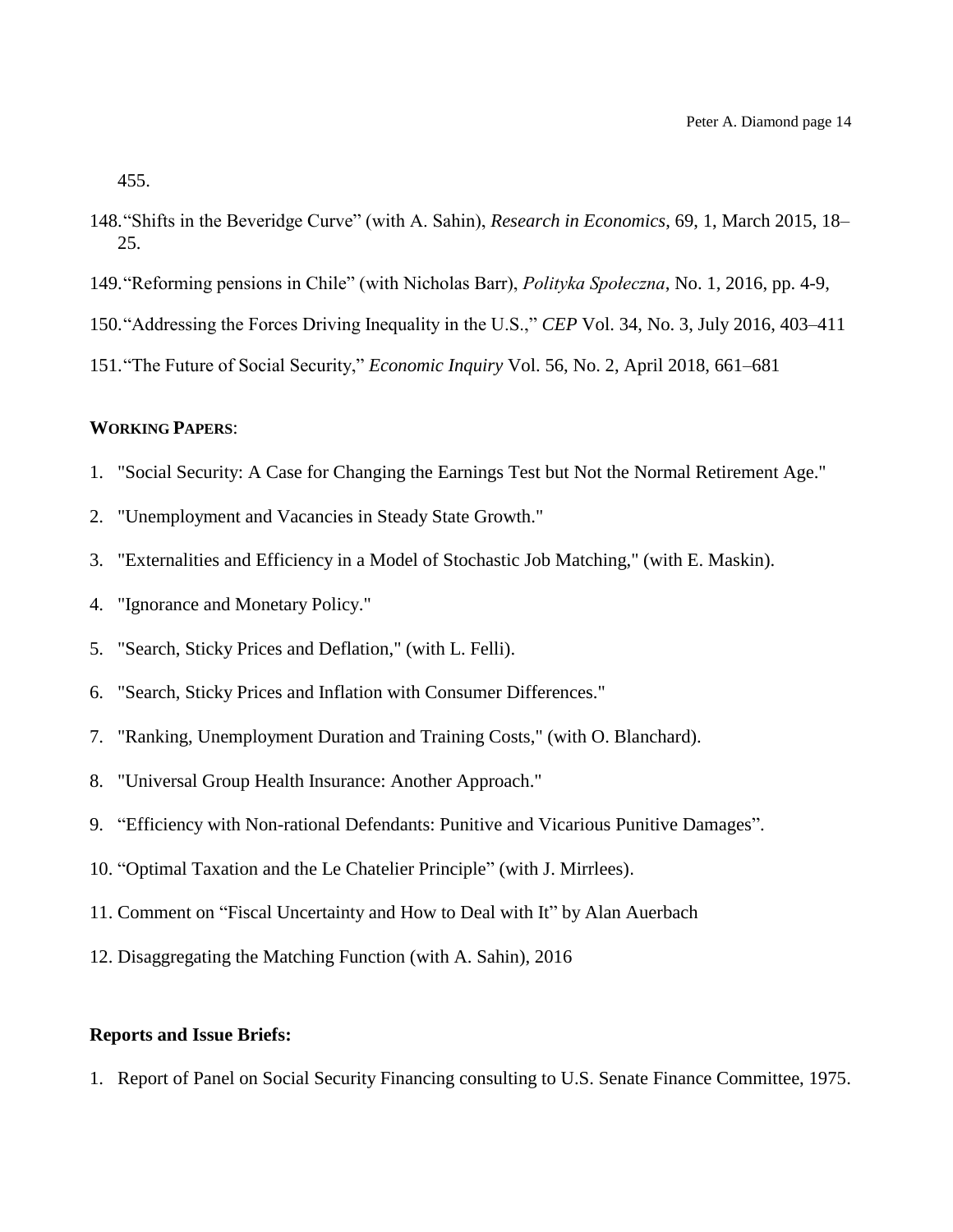455.

148. "Shifts in the Beveridge Curve" (with A. Sahin), *Research in Economics*, 69, 1, March 2015, 18–25.

149. "Reforming pensions in Chile" (with Nicholas Barr), *Polityka Społeczna*, No. 1, 2016, pp. 4-9,

150. "Addressing the Forces Driving Inequality in the U.S.," *CEP* Vol. 34, No. 3, July 2016, 403–411

151. "The Future of Social Security," *Economic Inquiry* Vol. 56, No. 2, April 2018, 661–681

**WORKING PAPERS**:

1. "Social Security: A Case for Changing the Earnings Test but Not the Normal Retirement Age."
2. "Unemployment and Vacancies in Steady State Growth."
3. "Externalities and Efficiency in a Model of Stochastic Job Matching," (with E. Maskin).
4. "Ignorance and Monetary Policy."
5. "Search, Sticky Prices and Deflation," (with L. Felli).
6. "Search, Sticky Prices and Inflation with Consumer Differences."
7. "Ranking, Unemployment Duration and Training Costs," (with O. Blanchard).
8. "Universal Group Health Insurance: Another Approach."
9. "Efficiency with Non-rational Defendants: Punitive and Vicarious Punitive Damages".
10. "Optimal Taxation and the Le Chatelier Principle" (with J. Mirrlees).
11. Comment on "Fiscal Uncertainty and How to Deal with It" by Alan Auerbach
12. Disaggregating the Matching Function (with A. Sahin), 2016

**Reports and Issue Briefs:**

1. Report of Panel on Social Security Financing consulting to U.S. Senate Finance Committee, 1975.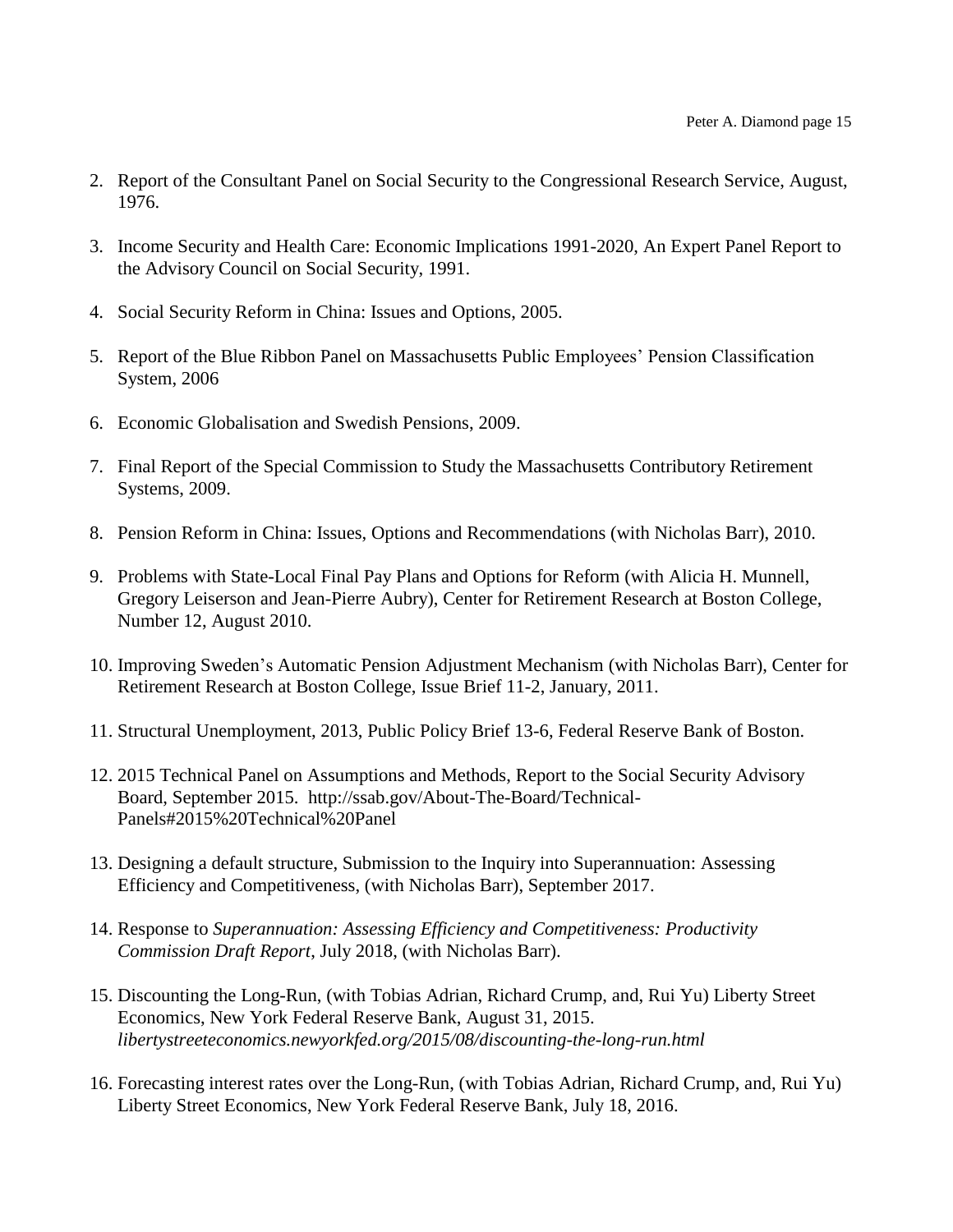2. Report of the Consultant Panel on Social Security to the Congressional Research Service, August, 1976.

3. Income Security and Health Care: Economic Implications 1991-2020, An Expert Panel Report to the Advisory Council on Social Security, 1991.

4. Social Security Reform in China: Issues and Options, 2005.

5. Report of the Blue Ribbon Panel on Massachusetts Public Employees' Pension Classification System, 2006

6. Economic Globalisation and Swedish Pensions, 2009.

7. Final Report of the Special Commission to Study the Massachusetts Contributory Retirement Systems, 2009.

8. Pension Reform in China: Issues, Options and Recommendations (with Nicholas Barr), 2010.

9. Problems with State-Local Final Pay Plans and Options for Reform (with Alicia H. Munnell, Gregory Leiserson and Jean-Pierre Aubry), Center for Retirement Research at Boston College, Number 12, August 2010.

10. Improving Sweden's Automatic Pension Adjustment Mechanism (with Nicholas Barr), Center for Retirement Research at Boston College, Issue Brief 11-2, January, 2011.

11. Structural Unemployment, 2013, Public Policy Brief 13-6, Federal Reserve Bank of Boston.

12. 2015 Technical Panel on Assumptions and Methods, Report to the Social Security Advisory Board, September 2015. http://ssab.gov/About-The-Board/Technical-Panels#2015%20Technical%20Panel

13. Designing a default structure, Submission to the Inquiry into Superannuation: Assessing Efficiency and Competitiveness, (with Nicholas Barr), September 2017.

14. Response to *Superannuation: Assessing Efficiency and Competitiveness: Productivity Commission Draft Report*, July 2018, (with Nicholas Barr).

15. Discounting the Long-Run, (with Tobias Adrian, Richard Crump, and, Rui Yu) Liberty Street Economics, New York Federal Reserve Bank, August 31, 2015. *libertystreeteconomics.newyorkfed.org/2015/08/discounting-the-long-run.html*

16. Forecasting interest rates over the Long-Run, (with Tobias Adrian, Richard Crump, and, Rui Yu) Liberty Street Economics, New York Federal Reserve Bank, July 18, 2016.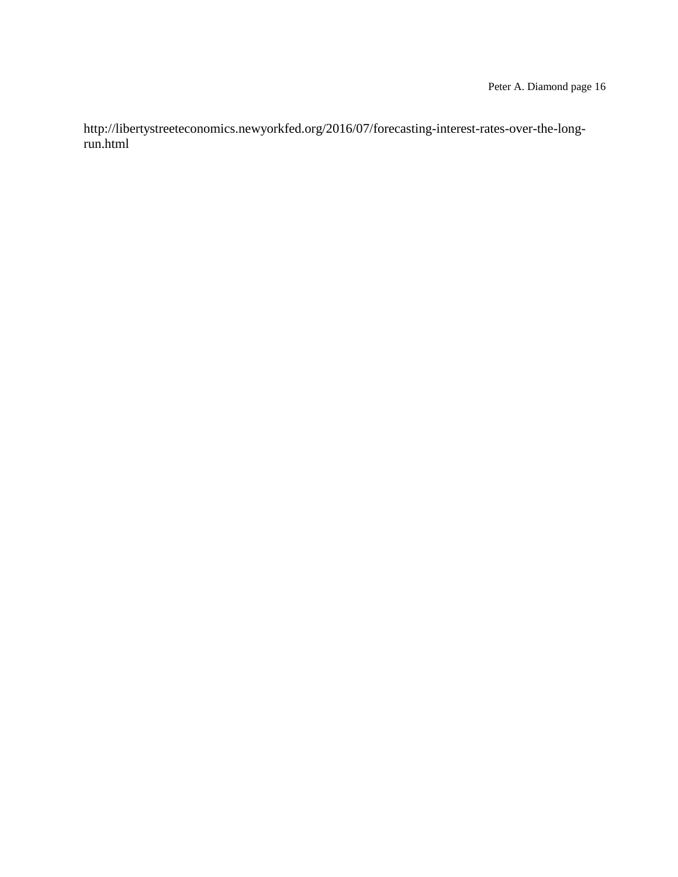http://libertystreeteconomics.newyorkfed.org/2016/07/forecasting-interest-rates-over-the-long-run.html